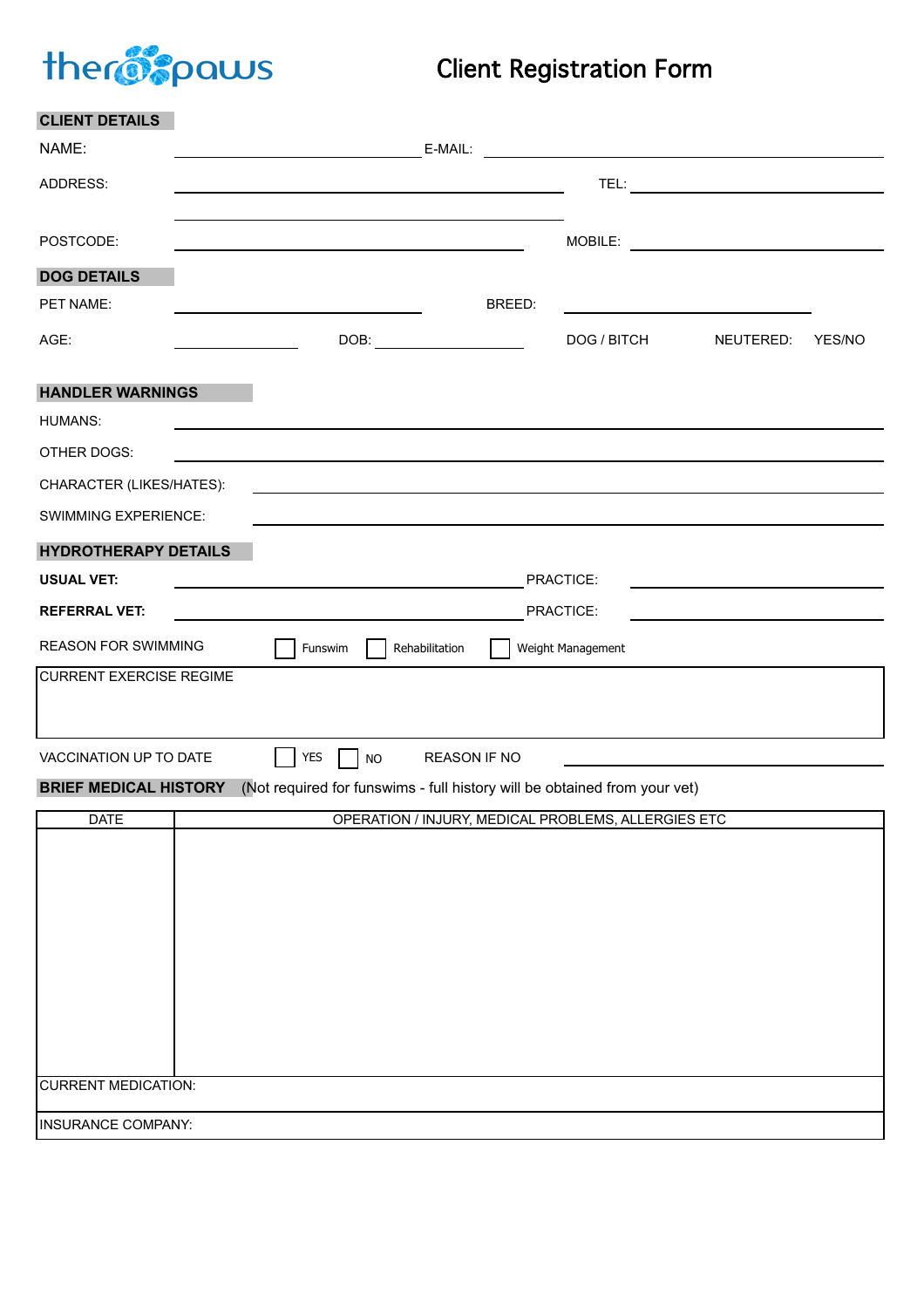therapaws

# Client Registration Form

## CLIENT DETAILS

NAME: ______________________ E-MAIL: ______________________

ADDRESS: ______________________ TEL: ______________________

______________________

POSTCODE: ______________________ MOBILE: ______________________

## DOG DETAILS

PET NAME: ______________________ BREED: ______________________

AGE: __________ DOB: __________ DOG / BITCH NEUTERED: YES/NO

## HANDLER WARNINGS

HUMANS: ______________________

OTHER DOGS: ______________________

CHARACTER (LIKES/HATES): ______________________

SWIMMING EXPERIENCE: ______________________

## HYDROTHERAPY DETAILS

**USUAL VET:** ______________________ PRACTICE: ______________________

**REFERRAL VET:** ______________________ PRACTICE: ______________________

REASON FOR SWIMMING ☐ Funswim ☐ Rehabilitation ☐ Weight Management

| CURRENT EXERCISE REGIME |
|---|
| |

VACCINATION UP TO DATE ☐ YES ☐ NO REASON IF NO ______________________

**BRIEF MEDICAL HISTORY** (Not required for funswims - full history will be obtained from your vet)

| DATE | OPERATION / INJURY, MEDICAL PROBLEMS, ALLERGIES ETC |
|---|---|
| | |
| CURRENT MEDICATION: | |
| INSURANCE COMPANY: | |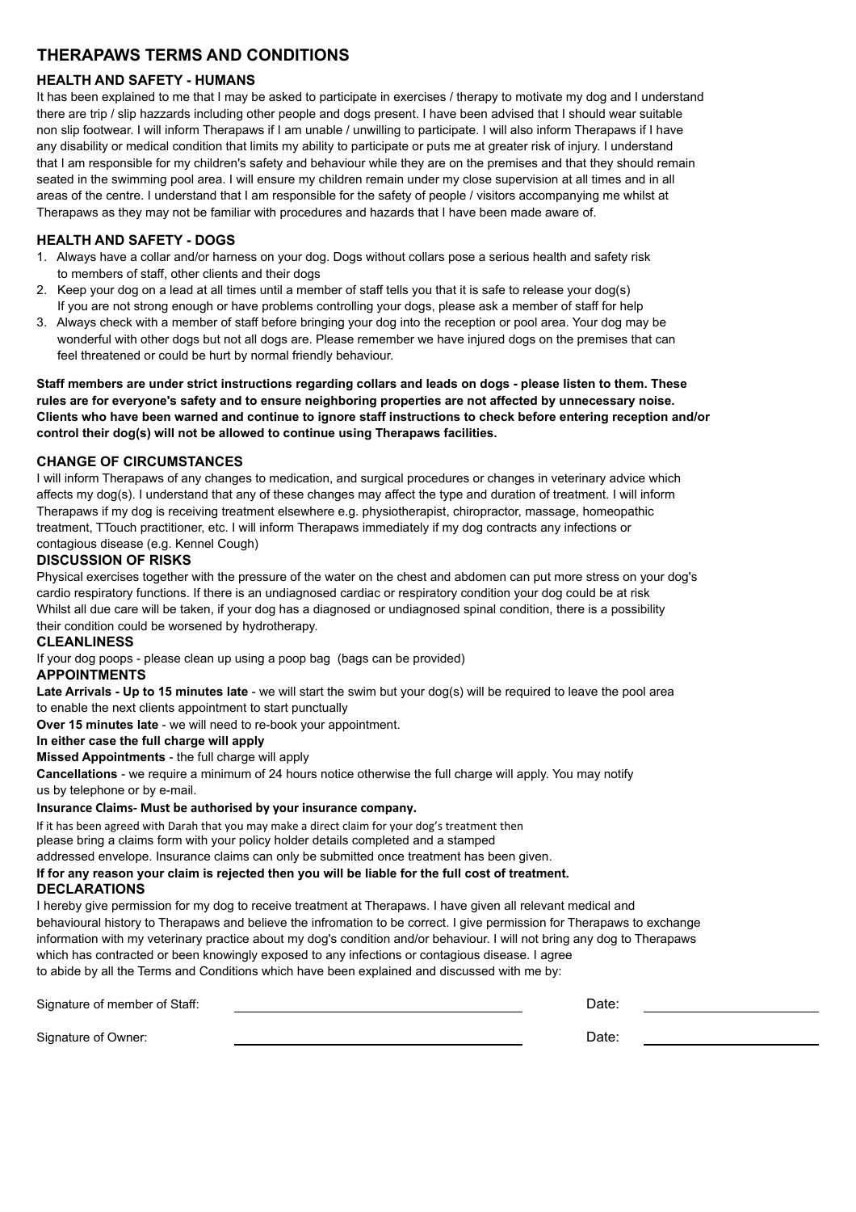# THERAPAWS TERMS AND CONDITIONS

## HEALTH AND SAFETY - HUMANS

It has been explained to me that I may be asked to participate in exercises / therapy to motivate my dog and I understand there are trip / slip hazzards including other people and dogs present. I have been advised that I should wear suitable non slip footwear. I will inform Therapaws if I am unable / unwilling to participate. I will also inform Therapaws if I have any disability or medical condition that limits my ability to participate or puts me at greater risk of injury. I understand that I am responsible for my children's safety and behaviour while they are on the premises and that they should remain seated in the swimming pool area. I will ensure my children remain under my close supervision at all times and in all areas of the centre. I understand that I am responsible for the safety of people / visitors accompanying me whilst at Therapaws as they may not be familiar with procedures and hazards that I have been made aware of.

## HEALTH AND SAFETY - DOGS

1. Always have a collar and/or harness on your dog. Dogs without collars pose a serious health and safety risk to members of staff, other clients and their dogs
2. Keep your dog on a lead at all times until a member of staff tells you that it is safe to release your dog(s) If you are not strong enough or have problems controlling your dogs, please ask a member of staff for help
3. Always check with a member of staff before bringing your dog into the reception or pool area. Your dog may be wonderful with other dogs but not all dogs are. Please remember we have injured dogs on the premises that can feel threatened or could be hurt by normal friendly behaviour.

**Staff members are under strict instructions regarding collars and leads on dogs - please listen to them. These rules are for everyone's safety and to ensure neighboring properties are not affected by unnecessary noise. Clients who have been warned and continue to ignore staff instructions to check before entering reception and/or control their dog(s) will not be allowed to continue using Therapaws facilities.**

## CHANGE OF CIRCUMSTANCES

I will inform Therapaws of any changes to medication, and surgical procedures or changes in veterinary advice which affects my dog(s). I understand that any of these changes may affect the type and duration of treatment. I will inform Therapaws if my dog is receiving treatment elsewhere e.g. physiotherapist, chiropractor, massage, homeopathic treatment, TTouch practitioner, etc. I will inform Therapaws immediately if my dog contracts any infections or contagious disease (e.g. Kennel Cough)

## DISCUSSION OF RISKS

Physical exercises together with the pressure of the water on the chest and abdomen can put more stress on your dog's cardio respiratory functions. If there is an undiagnosed cardiac or respiratory condition your dog could be at risk Whilst all due care will be taken, if your dog has a diagnosed or undiagnosed spinal condition, there is a possibility their condition could be worsened by hydrotherapy.

## CLEANLINESS

If your dog poops - please clean up using a poop bag (bags can be provided)

## APPOINTMENTS

**Late Arrivals - Up to 15 minutes late** - we will start the swim but your dog(s) will be required to leave the pool area to enable the next clients appointment to start punctually

**Over 15 minutes late** - we will need to re-book your appointment.

**In either case the full charge will apply**

**Missed Appointments** - the full charge will apply

**Cancellations** - we require a minimum of 24 hours notice otherwise the full charge will apply. You may notify us by telephone or by e-mail.

**Insurance Claims- Must be authorised by your insurance company.**

If it has been agreed with Darah that you may make a direct claim for your dog's treatment then please bring a claims form with your policy holder details completed and a stamped addressed envelope. Insurance claims can only be submitted once treatment has been given.

**If for any reason your claim is rejected then you will be liable for the full cost of treatment.**

## DECLARATIONS

I hereby give permission for my dog to receive treatment at Therapaws. I have given all relevant medical and behavioural history to Therapaws and believe the infromation to be correct. I give permission for Therapaws to exchange information with my veterinary practice about my dog's condition and/or behaviour. I will not bring any dog to Therapaws which has contracted or been knowingly exposed to any infections or contagious disease. I agree to abide by all the Terms and Conditions which have been explained and discussed with me by:

Signature of member of Staff: ______________________ Date: ______________

Signature of Owner: ______________________ Date: ______________